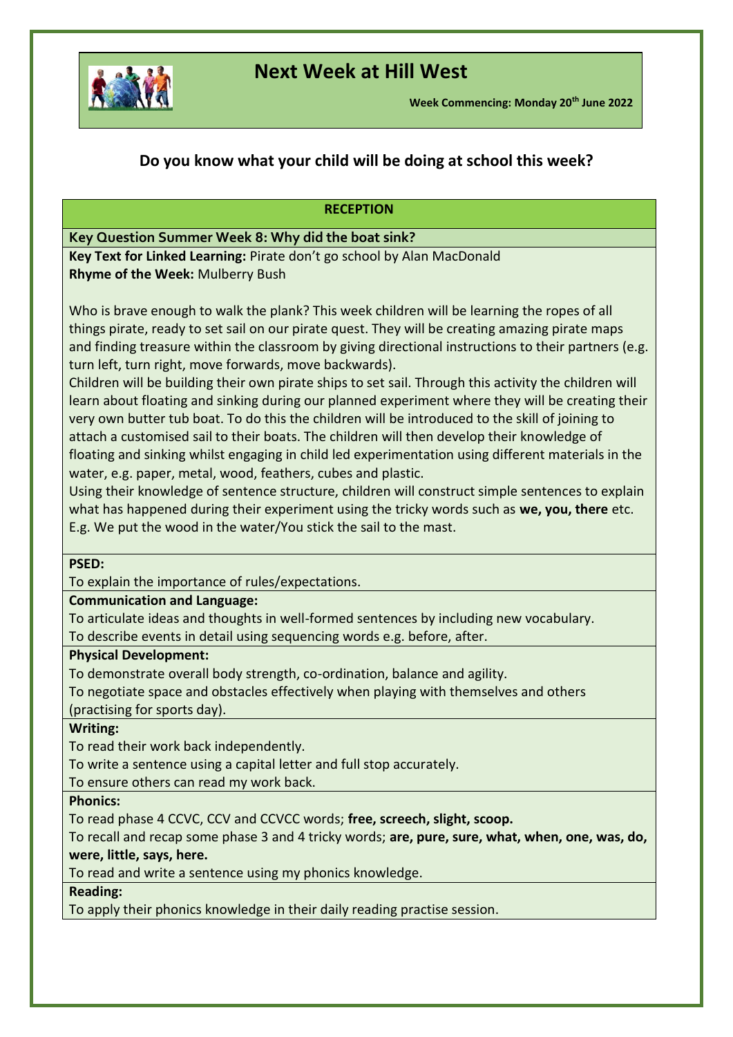# Next Week at Hill West

**Week Commencing: Monday 20th June 2022**

## Do you know what your child will be doing at school this week?

### RECEPTION

**Key Question Summer Week 8: Why did the boat sink?**

**Key Text for Linked Learning:** Pirate don't go school by Alan MacDonald
**Rhyme of the Week:** Mulberry Bush

Who is brave enough to walk the plank? This week children will be learning the ropes of all things pirate, ready to set sail on our pirate quest. They will be creating amazing pirate maps and finding treasure within the classroom by giving directional instructions to their partners (e.g. turn left, turn right, move forwards, move backwards).
Children will be building their own pirate ships to set sail. Through this activity the children will learn about floating and sinking during our planned experiment where they will be creating their very own butter tub boat. To do this the children will be introduced to the skill of joining to attach a customised sail to their boats. The children will then develop their knowledge of floating and sinking whilst engaging in child led experimentation using different materials in the water, e.g. paper, metal, wood, feathers, cubes and plastic.
Using their knowledge of sentence structure, children will construct simple sentences to explain what has happened during their experiment using the tricky words such as **we, you, there** etc. E.g. We put the wood in the water/You stick the sail to the mast.

**PSED:**
To explain the importance of rules/expectations.

**Communication and Language:**
To articulate ideas and thoughts in well-formed sentences by including new vocabulary.
To describe events in detail using sequencing words e.g. before, after.

**Physical Development:**
To demonstrate overall body strength, co-ordination, balance and agility.
To negotiate space and obstacles effectively when playing with themselves and others (practising for sports day).

**Writing:**
To read their work back independently.
To write a sentence using a capital letter and full stop accurately.
To ensure others can read my work back.

**Phonics:**
To read phase 4 CCVC, CCV and CCVCC words; **free, screech, slight, scoop.**
To recall and recap some phase 3 and 4 tricky words; **are, pure, sure, what, when, one, was, do, were, little, says, here.**
To read and write a sentence using my phonics knowledge.

**Reading:**
To apply their phonics knowledge in their daily reading practise session.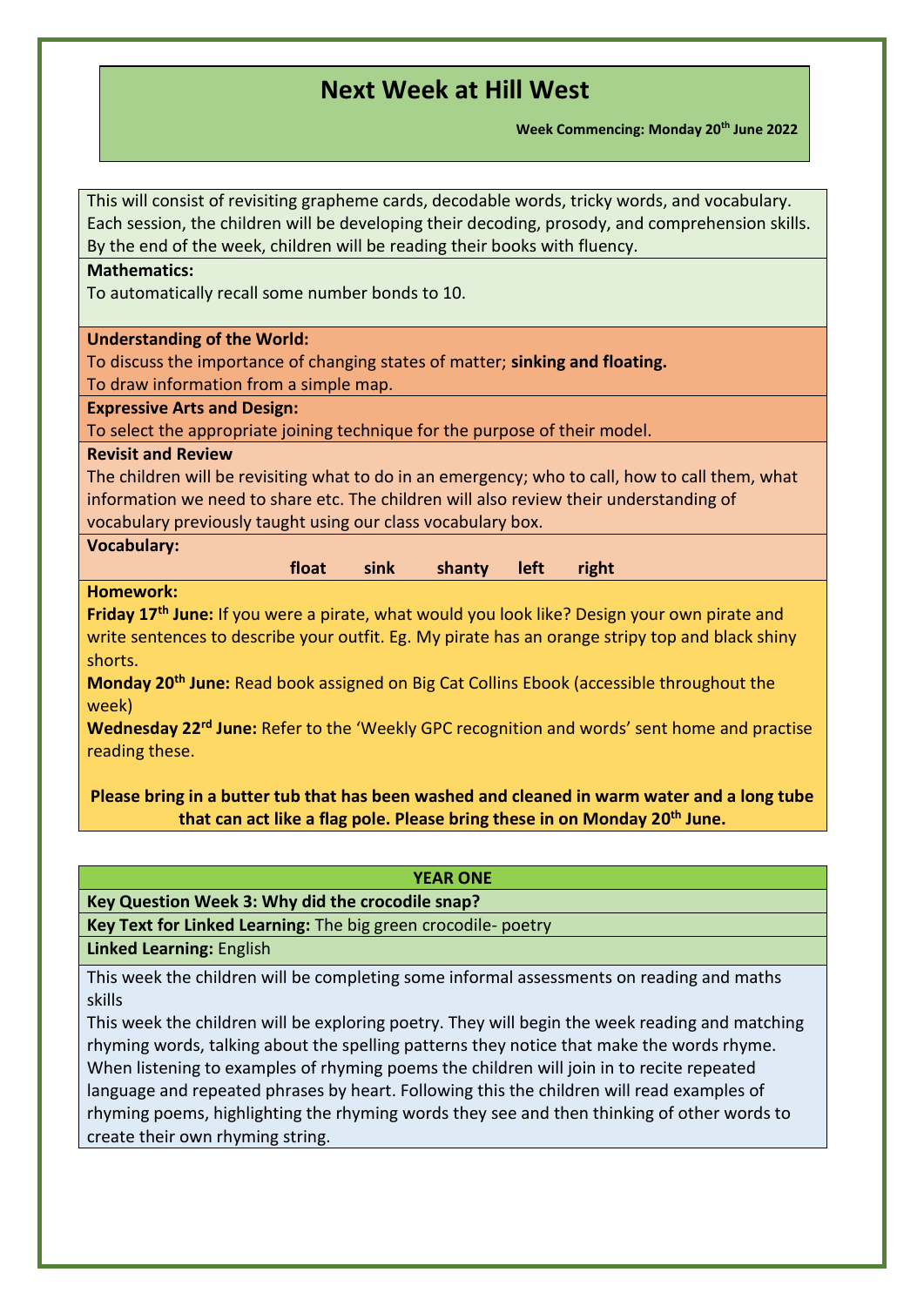# Next Week at Hill West

**Week Commencing: Monday 20th June 2022**

This will consist of revisiting grapheme cards, decodable words, tricky words, and vocabulary. Each session, the children will be developing their decoding, prosody, and comprehension skills. By the end of the week, children will be reading their books with fluency.

**Mathematics:**

To automatically recall some number bonds to 10.

**Understanding of the World:**

To discuss the importance of changing states of matter; **sinking and floating.**

To draw information from a simple map.

**Expressive Arts and Design:**

To select the appropriate joining technique for the purpose of their model.

**Revisit and Review**

The children will be revisiting what to do in an emergency; who to call, how to call them, what information we need to share etc. The children will also review their understanding of vocabulary previously taught using our class vocabulary box.

**Vocabulary:**

**float sink shanty left right**

**Homework:**

**Friday 17th June:** If you were a pirate, what would you look like? Design your own pirate and write sentences to describe your outfit. Eg. My pirate has an orange stripy top and black shiny shorts.

**Monday 20th June:** Read book assigned on Big Cat Collins Ebook (accessible throughout the week)

**Wednesday 22rd June:** Refer to the 'Weekly GPC recognition and words' sent home and practise reading these.

**Please bring in a butter tub that has been washed and cleaned in warm water and a long tube that can act like a flag pole. Please bring these in on Monday 20th June.**

## YEAR ONE

**Key Question Week 3: Why did the crocodile snap?**

**Key Text for Linked Learning:** The big green crocodile- poetry

**Linked Learning:** English

This week the children will be completing some informal assessments on reading and maths skills

This week the children will be exploring poetry. They will begin the week reading and matching rhyming words, talking about the spelling patterns they notice that make the words rhyme. When listening to examples of rhyming poems the children will join in to recite repeated language and repeated phrases by heart. Following this the children will read examples of rhyming poems, highlighting the rhyming words they see and then thinking of other words to create their own rhyming string.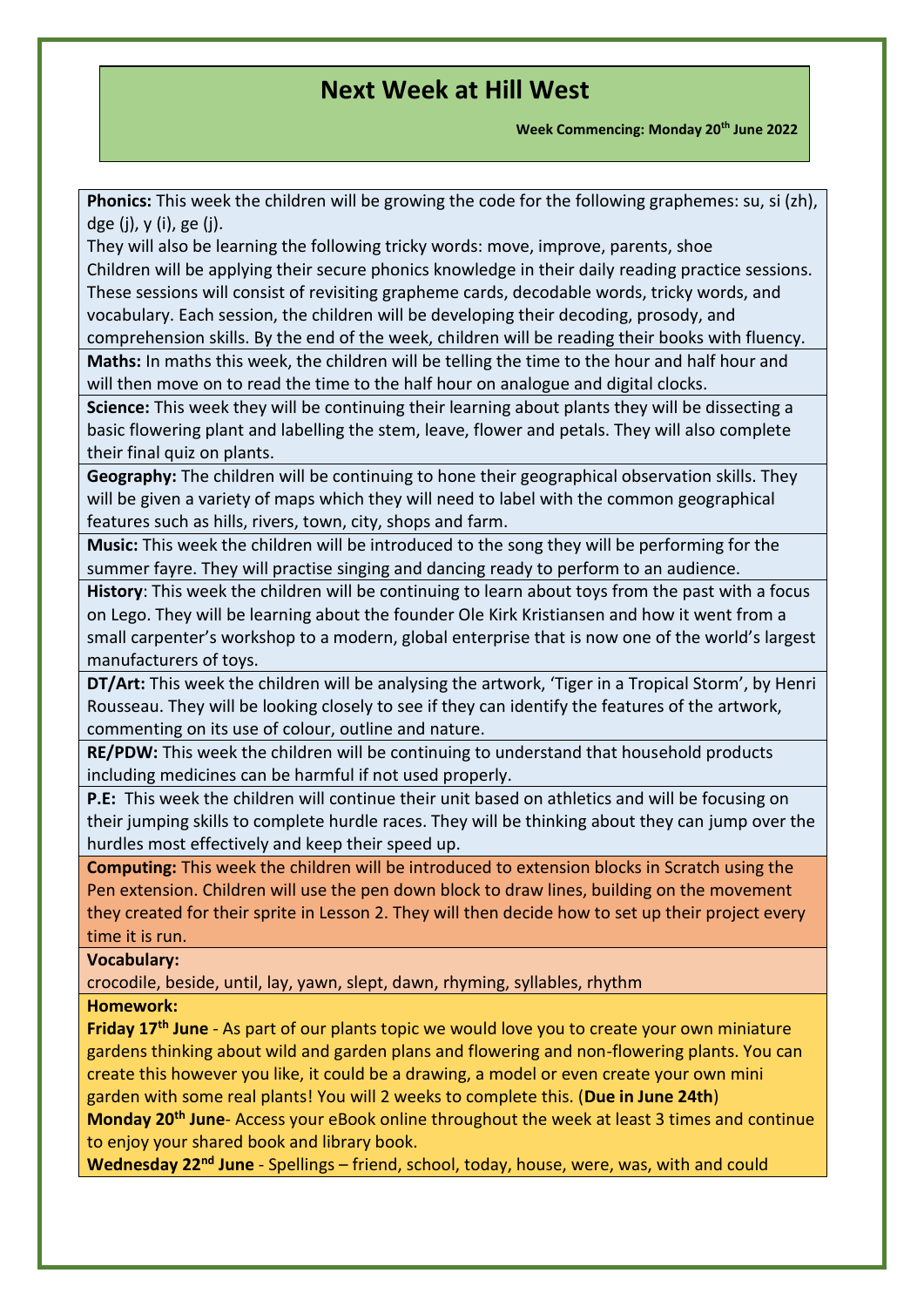# Next Week at Hill West

**Week Commencing: Monday 20th June 2022**

**Phonics:** This week the children will be growing the code for the following graphemes: su, si (zh), dge (j), y (i), ge (j).
They will also be learning the following tricky words: move, improve, parents, shoe
Children will be applying their secure phonics knowledge in their daily reading practice sessions. These sessions will consist of revisiting grapheme cards, decodable words, tricky words, and vocabulary. Each session, the children will be developing their decoding, prosody, and comprehension skills. By the end of the week, children will be reading their books with fluency.

**Maths:** In maths this week, the children will be telling the time to the hour and half hour and will then move on to read the time to the half hour on analogue and digital clocks.

**Science:** This week they will be continuing their learning about plants they will be dissecting a basic flowering plant and labelling the stem, leave, flower and petals. They will also complete their final quiz on plants.

**Geography:** The children will be continuing to hone their geographical observation skills. They will be given a variety of maps which they will need to label with the common geographical features such as hills, rivers, town, city, shops and farm.

**Music:** This week the children will be introduced to the song they will be performing for the summer fayre. They will practise singing and dancing ready to perform to an audience.

**History**: This week the children will be continuing to learn about toys from the past with a focus on Lego. They will be learning about the founder Ole Kirk Kristiansen and how it went from a small carpenter's workshop to a modern, global enterprise that is now one of the world's largest manufacturers of toys.

**DT/Art:** This week the children will be analysing the artwork, 'Tiger in a Tropical Storm', by Henri Rousseau. They will be looking closely to see if they can identify the features of the artwork, commenting on its use of colour, outline and nature.

**RE/PDW:** This week the children will be continuing to understand that household products including medicines can be harmful if not used properly.

**P.E:** This week the children will continue their unit based on athletics and will be focusing on their jumping skills to complete hurdle races. They will be thinking about they can jump over the hurdles most effectively and keep their speed up.

**Computing:** This week the children will be introduced to extension blocks in Scratch using the Pen extension. Children will use the pen down block to draw lines, building on the movement they created for their sprite in Lesson 2. They will then decide how to set up their project every time it is run.

**Vocabulary:**
crocodile, beside, until, lay, yawn, slept, dawn, rhyming, syllables, rhythm

**Homework:**
**Friday 17th June** - As part of our plants topic we would love you to create your own miniature gardens thinking about wild and garden plans and flowering and non-flowering plants. You can create this however you like, it could be a drawing, a model or even create your own mini garden with some real plants! You will 2 weeks to complete this. (**Due in June 24th**)
**Monday 20th June**- Access your eBook online throughout the week at least 3 times and continue to enjoy your shared book and library book.
**Wednesday 22nd June** - Spellings – friend, school, today, house, were, was, with and could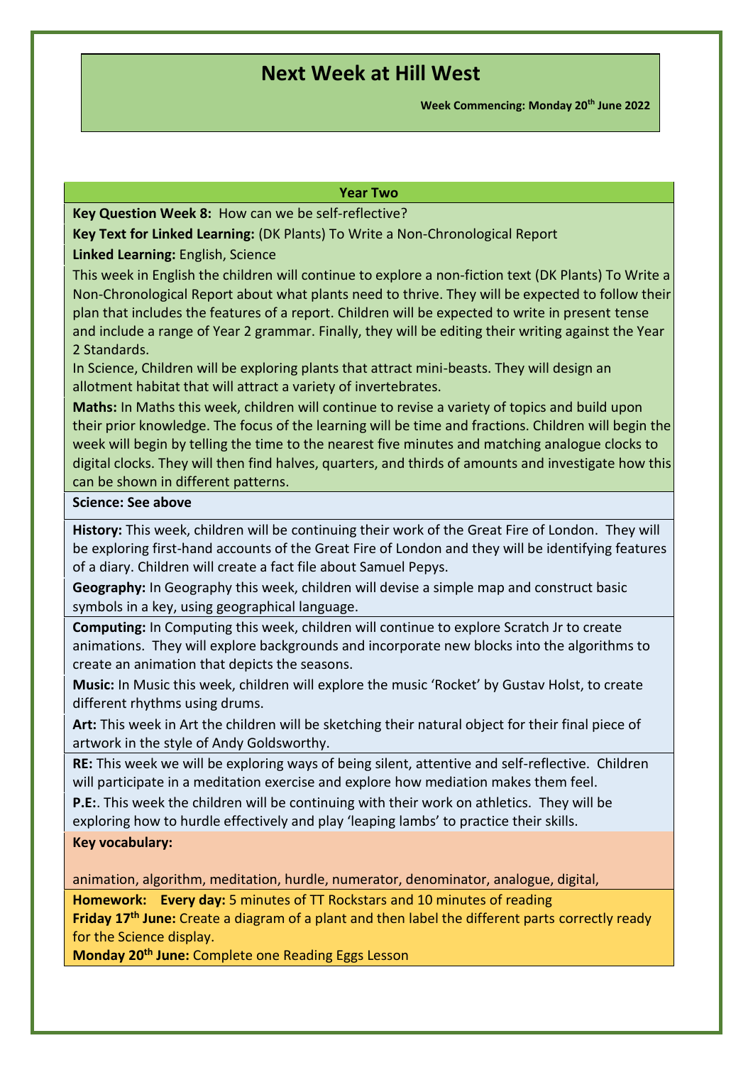# Next Week at Hill West

**Week Commencing: Monday 20th June 2022**

## Year Two

**Key Question Week 8:** How can we be self-reflective?

**Key Text for Linked Learning:** (DK Plants) To Write a Non-Chronological Report

**Linked Learning:** English, Science

This week in English the children will continue to explore a non-fiction text (DK Plants) To Write a Non-Chronological Report about what plants need to thrive. They will be expected to follow their plan that includes the features of a report. Children will be expected to write in present tense and include a range of Year 2 grammar. Finally, they will be editing their writing against the Year 2 Standards.

In Science, Children will be exploring plants that attract mini-beasts. They will design an allotment habitat that will attract a variety of invertebrates.

**Maths:** In Maths this week, children will continue to revise a variety of topics and build upon their prior knowledge. The focus of the learning will be time and fractions. Children will begin the week will begin by telling the time to the nearest five minutes and matching analogue clocks to digital clocks. They will then find halves, quarters, and thirds of amounts and investigate how this can be shown in different patterns.

**Science: See above**

**History:** This week, children will be continuing their work of the Great Fire of London. They will be exploring first-hand accounts of the Great Fire of London and they will be identifying features of a diary. Children will create a fact file about Samuel Pepys.

**Geography:** In Geography this week, children will devise a simple map and construct basic symbols in a key, using geographical language.

**Computing:** In Computing this week, children will continue to explore Scratch Jr to create animations. They will explore backgrounds and incorporate new blocks into the algorithms to create an animation that depicts the seasons.

**Music:** In Music this week, children will explore the music 'Rocket' by Gustav Holst, to create different rhythms using drums.

**Art:** This week in Art the children will be sketching their natural object for their final piece of artwork in the style of Andy Goldsworthy.

**RE:** This week we will be exploring ways of being silent, attentive and self-reflective. Children will participate in a meditation exercise and explore how mediation makes them feel.

**P.E:**. This week the children will be continuing with their work on athletics. They will be exploring how to hurdle effectively and play 'leaping lambs' to practice their skills.

**Key vocabulary:**

animation, algorithm, meditation, hurdle, numerator, denominator, analogue, digital,

**Homework:** **Every day:** 5 minutes of TT Rockstars and 10 minutes of reading

**Friday 17th June:** Create a diagram of a plant and then label the different parts correctly ready for the Science display.

**Monday 20th June:** Complete one Reading Eggs Lesson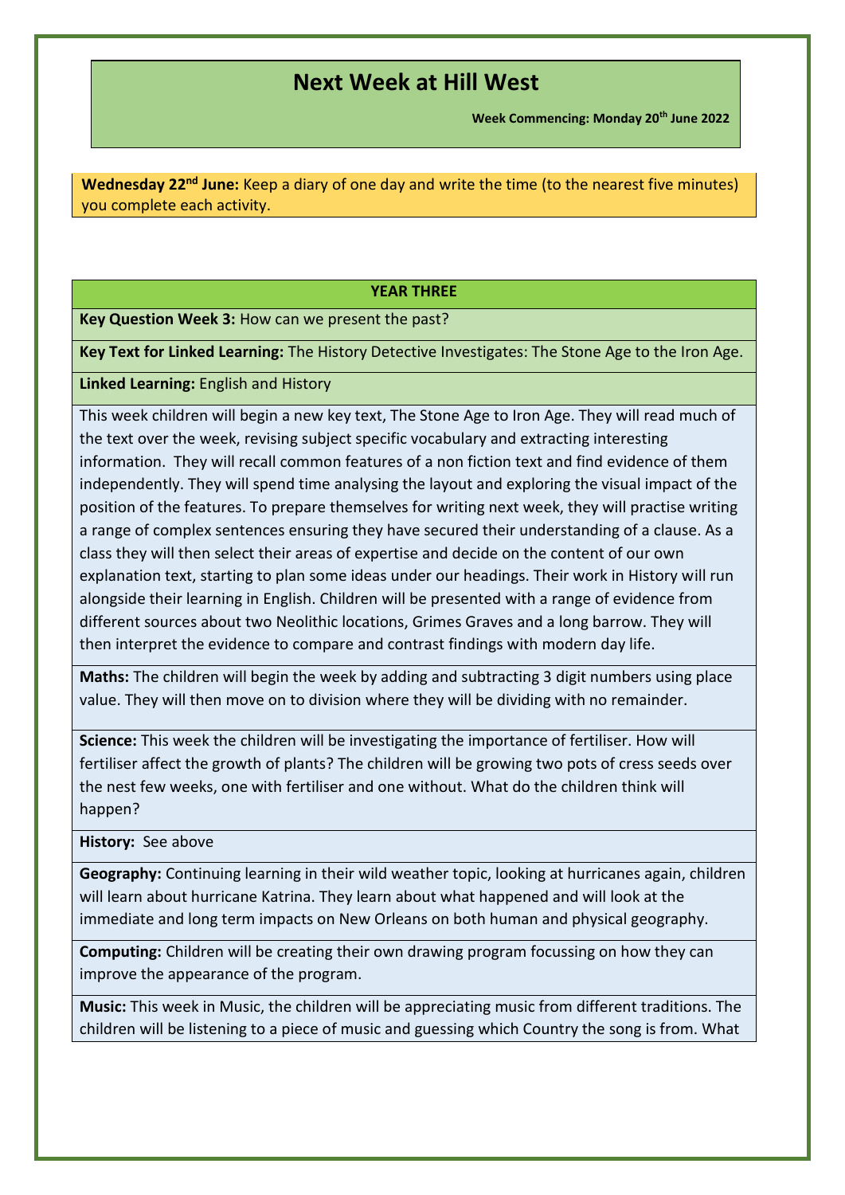# Next Week at Hill West

**Week Commencing: Monday 20th June 2022**

**Wednesday 22nd June:** Keep a diary of one day and write the time (to the nearest five minutes) you complete each activity.

## YEAR THREE

**Key Question Week 3:** How can we present the past?

**Key Text for Linked Learning:** The History Detective Investigates: The Stone Age to the Iron Age.

**Linked Learning:** English and History

This week children will begin a new key text, The Stone Age to Iron Age. They will read much of the text over the week, revising subject specific vocabulary and extracting interesting information. They will recall common features of a non fiction text and find evidence of them independently. They will spend time analysing the layout and exploring the visual impact of the position of the features. To prepare themselves for writing next week, they will practise writing a range of complex sentences ensuring they have secured their understanding of a clause. As a class they will then select their areas of expertise and decide on the content of our own explanation text, starting to plan some ideas under our headings. Their work in History will run alongside their learning in English. Children will be presented with a range of evidence from different sources about two Neolithic locations, Grimes Graves and a long barrow. They will then interpret the evidence to compare and contrast findings with modern day life.

**Maths:** The children will begin the week by adding and subtracting 3 digit numbers using place value. They will then move on to division where they will be dividing with no remainder.

**Science:** This week the children will be investigating the importance of fertiliser. How will fertiliser affect the growth of plants? The children will be growing two pots of cress seeds over the nest few weeks, one with fertiliser and one without. What do the children think will happen?

**History:** See above

**Geography:** Continuing learning in their wild weather topic, looking at hurricanes again, children will learn about hurricane Katrina. They learn about what happened and will look at the immediate and long term impacts on New Orleans on both human and physical geography.

**Computing:** Children will be creating their own drawing program focussing on how they can improve the appearance of the program.

**Music:** This week in Music, the children will be appreciating music from different traditions. The children will be listening to a piece of music and guessing which Country the song is from. What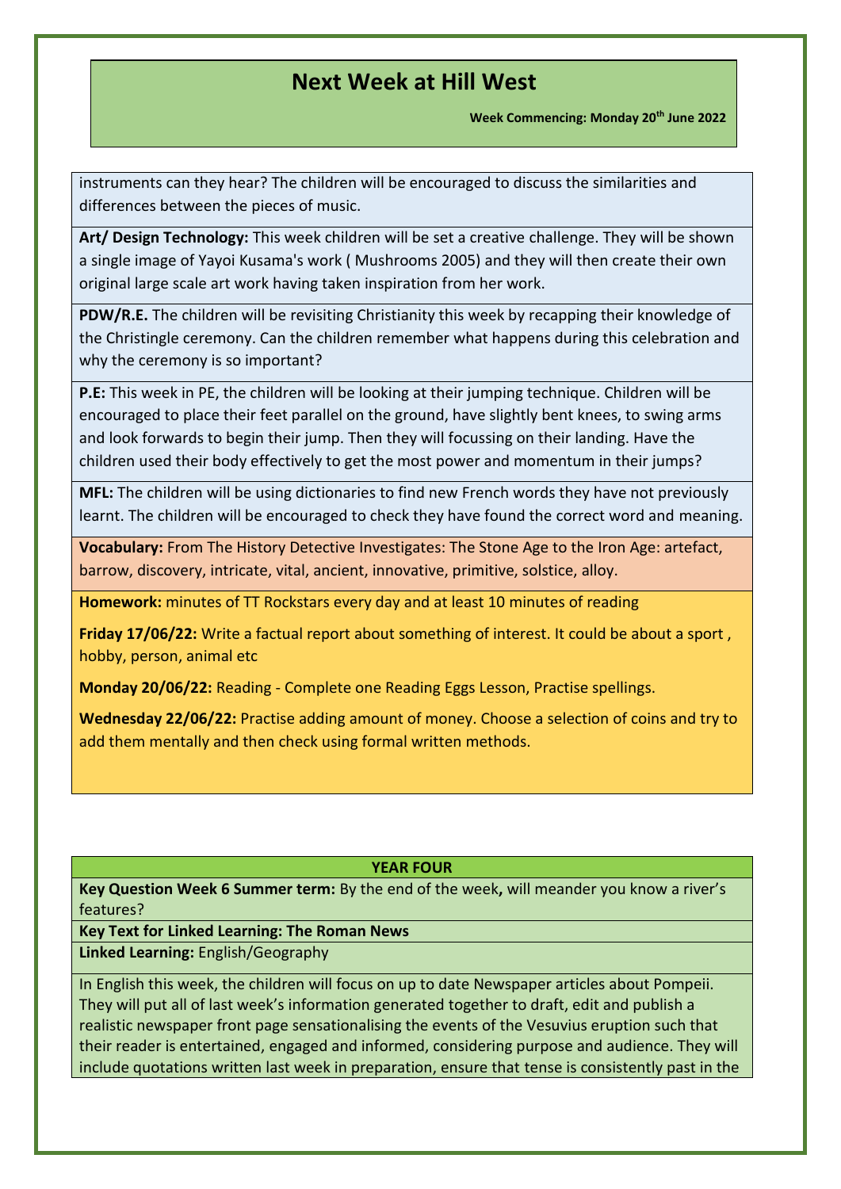# Next Week at Hill West

**Week Commencing: Monday 20th June 2022**

instruments can they hear? The children will be encouraged to discuss the similarities and differences between the pieces of music.

**Art/ Design Technology:** This week children will be set a creative challenge. They will be shown a single image of Yayoi Kusama's work ( Mushrooms 2005) and they will then create their own original large scale art work having taken inspiration from her work.

**PDW/R.E.** The children will be revisiting Christianity this week by recapping their knowledge of the Christingle ceremony. Can the children remember what happens during this celebration and why the ceremony is so important?

**P.E:** This week in PE, the children will be looking at their jumping technique. Children will be encouraged to place their feet parallel on the ground, have slightly bent knees, to swing arms and look forwards to begin their jump. Then they will focussing on their landing. Have the children used their body effectively to get the most power and momentum in their jumps?

**MFL:** The children will be using dictionaries to find new French words they have not previously learnt. The children will be encouraged to check they have found the correct word and meaning.

**Vocabulary:** From The History Detective Investigates: The Stone Age to the Iron Age: artefact, barrow, discovery, intricate, vital, ancient, innovative, primitive, solstice, alloy.

**Homework:** minutes of TT Rockstars every day and at least 10 minutes of reading

**Friday 17/06/22:** Write a factual report about something of interest. It could be about a sport , hobby, person, animal etc

**Monday 20/06/22:** Reading - Complete one Reading Eggs Lesson, Practise spellings.

**Wednesday 22/06/22:** Practise adding amount of money. Choose a selection of coins and try to add them mentally and then check using formal written methods.

## YEAR FOUR

**Key Question Week 6 Summer term:** By the end of the week**,** will meander you know a river's features?

**Key Text for Linked Learning: The Roman News**

**Linked Learning:** English/Geography

In English this week, the children will focus on up to date Newspaper articles about Pompeii. They will put all of last week's information generated together to draft, edit and publish a realistic newspaper front page sensationalising the events of the Vesuvius eruption such that their reader is entertained, engaged and informed, considering purpose and audience. They will include quotations written last week in preparation, ensure that tense is consistently past in the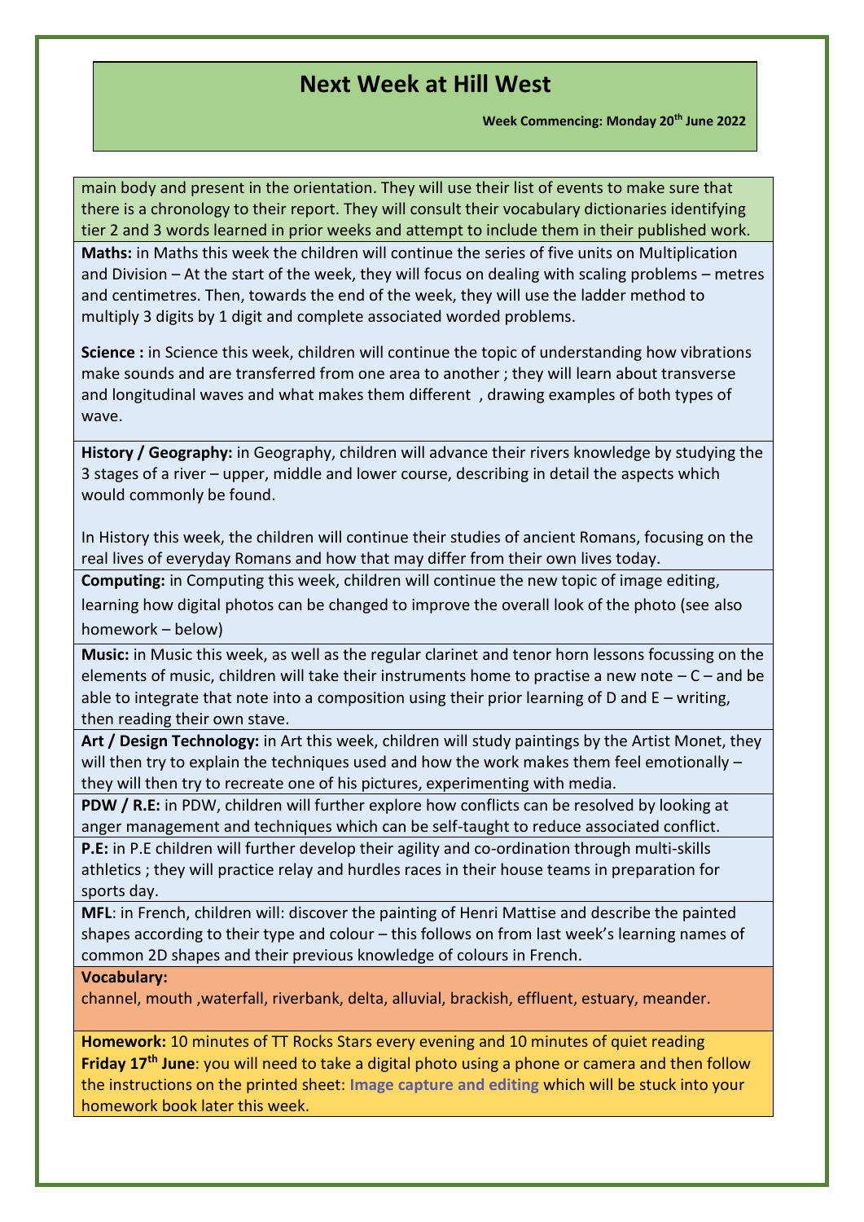# Next Week at Hill West

**Week Commencing: Monday 20th June 2022**

main body and present in the orientation. They will use their list of events to make sure that there is a chronology to their report. They will consult their vocabulary dictionaries identifying tier 2 and 3 words learned in prior weeks and attempt to include them in their published work.

**Maths:** in Maths this week the children will continue the series of five units on Multiplication and Division – At the start of the week, they will focus on dealing with scaling problems – metres and centimetres. Then, towards the end of the week, they will use the ladder method to multiply 3 digits by 1 digit and complete associated worded problems.

**Science :** in Science this week, children will continue the topic of understanding how vibrations make sounds and are transferred from one area to another ; they will learn about transverse and longitudinal waves and what makes them different , drawing examples of both types of wave.

**History / Geography:** in Geography, children will advance their rivers knowledge by studying the 3 stages of a river – upper, middle and lower course, describing in detail the aspects which would commonly be found.

In History this week, the children will continue their studies of ancient Romans, focusing on the real lives of everyday Romans and how that may differ from their own lives today.

**Computing:** in Computing this week, children will continue the new topic of image editing, learning how digital photos can be changed to improve the overall look of the photo (see also homework – below)

**Music:** in Music this week, as well as the regular clarinet and tenor horn lessons focussing on the elements of music, children will take their instruments home to practise a new note – C – and be able to integrate that note into a composition using their prior learning of D and E – writing, then reading their own stave.

**Art / Design Technology:** in Art this week, children will study paintings by the Artist Monet, they will then try to explain the techniques used and how the work makes them feel emotionally – they will then try to recreate one of his pictures, experimenting with media.

**PDW / R.E:** in PDW, children will further explore how conflicts can be resolved by looking at anger management and techniques which can be self-taught to reduce associated conflict.

**P.E:** in P.E children will further develop their agility and co-ordination through multi-skills athletics ; they will practice relay and hurdles races in their house teams in preparation for sports day.

**MFL**: in French, children will: discover the painting of Henri Mattise and describe the painted shapes according to their type and colour – this follows on from last week's learning names of common 2D shapes and their previous knowledge of colours in French.

**Vocabulary:**
channel, mouth ,waterfall, riverbank, delta, alluvial, brackish, effluent, estuary, meander.

**Homework:** 10 minutes of TT Rocks Stars every evening and 10 minutes of quiet reading
**Friday 17th June**: you will need to take a digital photo using a phone or camera and then follow the instructions on the printed sheet: **Image capture and editing** which will be stuck into your homework book later this week.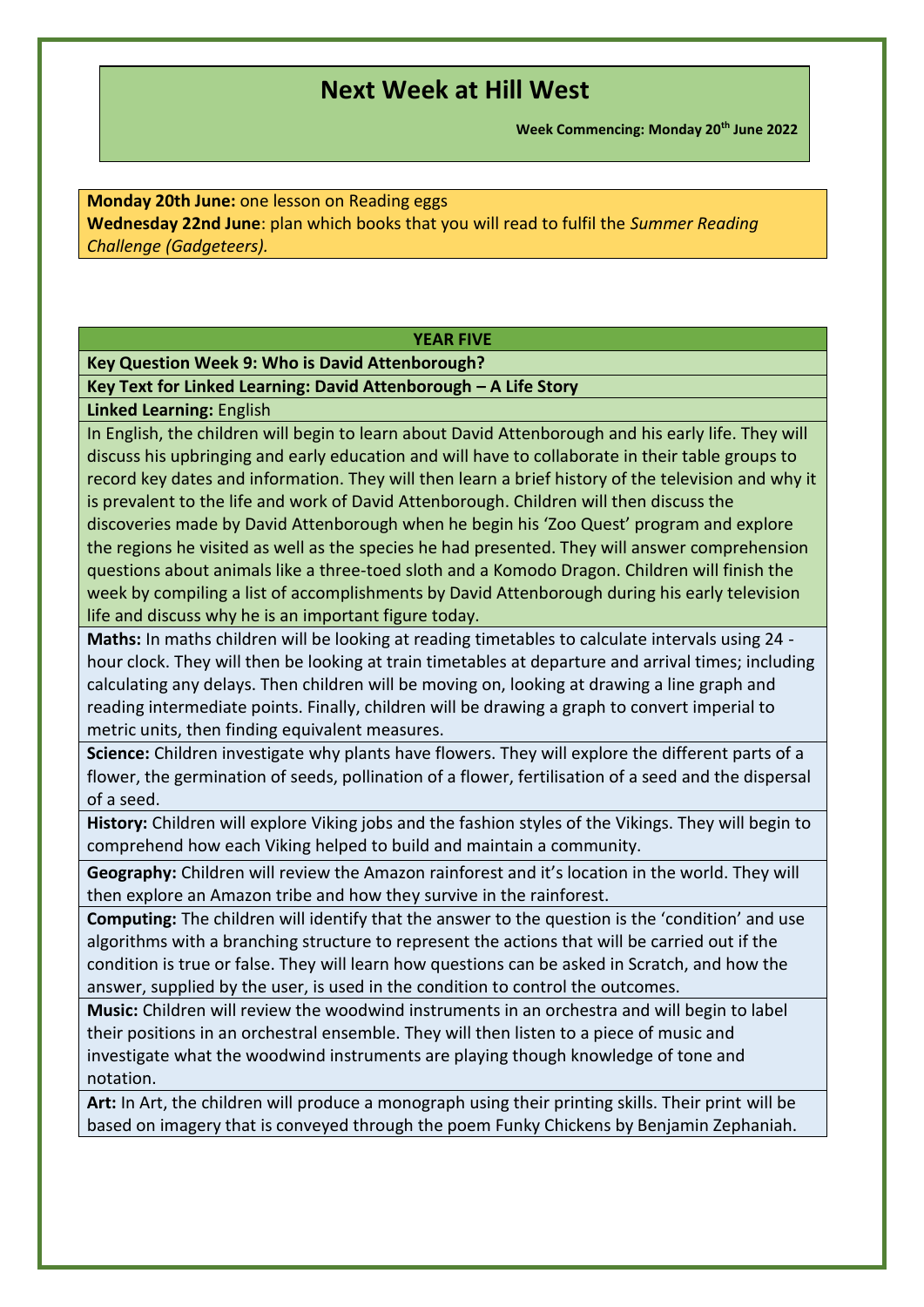# Next Week at Hill West

**Week Commencing: Monday 20th June 2022**

**Monday 20th June:** one lesson on Reading eggs
**Wednesday 22nd June**: plan which books that you will read to fulfil the *Summer Reading Challenge (Gadgeteers).*

| YEAR FIVE |
|---|
| **Key Question Week 9: Who is David Attenborough?** |
| **Key Text for Linked Learning: David Attenborough – A Life Story** |
| **Linked Learning:** English |
| In English, the children will begin to learn about David Attenborough and his early life. They will discuss his upbringing and early education and will have to collaborate in their table groups to record key dates and information. They will then learn a brief history of the television and why it is prevalent to the life and work of David Attenborough. Children will then discuss the discoveries made by David Attenborough when he begin his 'Zoo Quest' program and explore the regions he visited as well as the species he had presented. They will answer comprehension questions about animals like a three-toed sloth and a Komodo Dragon. Children will finish the week by compiling a list of accomplishments by David Attenborough during his early television life and discuss why he is an important figure today. |
| **Maths:** In maths children will be looking at reading timetables to calculate intervals using 24 - hour clock. They will then be looking at train timetables at departure and arrival times; including calculating any delays. Then children will be moving on, looking at drawing a line graph and reading intermediate points. Finally, children will be drawing a graph to convert imperial to metric units, then finding equivalent measures. |
| **Science:** Children investigate why plants have flowers. They will explore the different parts of a flower, the germination of seeds, pollination of a flower, fertilisation of a seed and the dispersal of a seed. |
| **History:** Children will explore Viking jobs and the fashion styles of the Vikings. They will begin to comprehend how each Viking helped to build and maintain a community. |
| **Geography:** Children will review the Amazon rainforest and it's location in the world. They will then explore an Amazon tribe and how they survive in the rainforest. |
| **Computing:** The children will identify that the answer to the question is the 'condition' and use algorithms with a branching structure to represent the actions that will be carried out if the condition is true or false. They will learn how questions can be asked in Scratch, and how the answer, supplied by the user, is used in the condition to control the outcomes. |
| **Music:** Children will review the woodwind instruments in an orchestra and will begin to label their positions in an orchestral ensemble. They will then listen to a piece of music and investigate what the woodwind instruments are playing though knowledge of tone and notation. |
| **Art:** In Art, the children will produce a monograph using their printing skills. Their print will be based on imagery that is conveyed through the poem Funky Chickens by Benjamin Zephaniah. |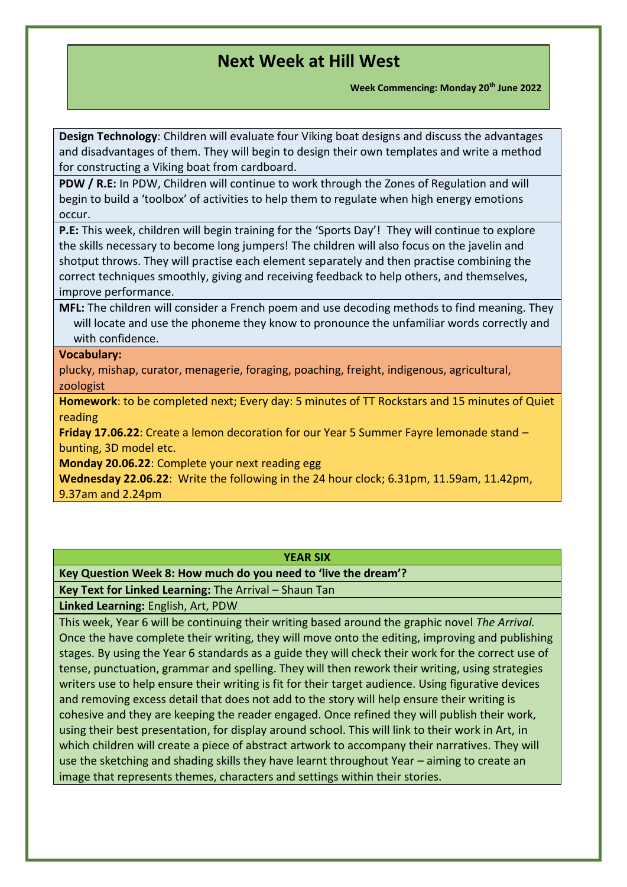# Next Week at Hill West

**Week Commencing: Monday 20th June 2022**

**Design Technology**: Children will evaluate four Viking boat designs and discuss the advantages and disadvantages of them. They will begin to design their own templates and write a method for constructing a Viking boat from cardboard.

**PDW / R.E:** In PDW, Children will continue to work through the Zones of Regulation and will begin to build a 'toolbox' of activities to help them to regulate when high energy emotions occur.

**P.E:** This week, children will begin training for the 'Sports Day'! They will continue to explore the skills necessary to become long jumpers! The children will also focus on the javelin and shotput throws. They will practise each element separately and then practise combining the correct techniques smoothly, giving and receiving feedback to help others, and themselves, improve performance.

**MFL:** The children will consider a French poem and use decoding methods to find meaning. They will locate and use the phoneme they know to pronounce the unfamiliar words correctly and with confidence.

**Vocabulary:**
plucky, mishap, curator, menagerie, foraging, poaching, freight, indigenous, agricultural, zoologist

**Homework**: to be completed next; Every day: 5 minutes of TT Rockstars and 15 minutes of Quiet reading

**Friday 17.06.22**: Create a lemon decoration for our Year 5 Summer Fayre lemonade stand – bunting, 3D model etc.

**Monday 20.06.22**: Complete your next reading egg

**Wednesday 22.06.22**: Write the following in the 24 hour clock; 6.31pm, 11.59am, 11.42pm, 9.37am and 2.24pm

## YEAR SIX

**Key Question Week 8: How much do you need to 'live the dream'?**

**Key Text for Linked Learning:** The Arrival – Shaun Tan

**Linked Learning:** English, Art, PDW

This week, Year 6 will be continuing their writing based around the graphic novel *The Arrival.* Once the have complete their writing, they will move onto the editing, improving and publishing stages. By using the Year 6 standards as a guide they will check their work for the correct use of tense, punctuation, grammar and spelling. They will then rework their writing, using strategies writers use to help ensure their writing is fit for their target audience. Using figurative devices and removing excess detail that does not add to the story will help ensure their writing is cohesive and they are keeping the reader engaged. Once refined they will publish their work, using their best presentation, for display around school. This will link to their work in Art, in which children will create a piece of abstract artwork to accompany their narratives. They will use the sketching and shading skills they have learnt throughout Year – aiming to create an image that represents themes, characters and settings within their stories.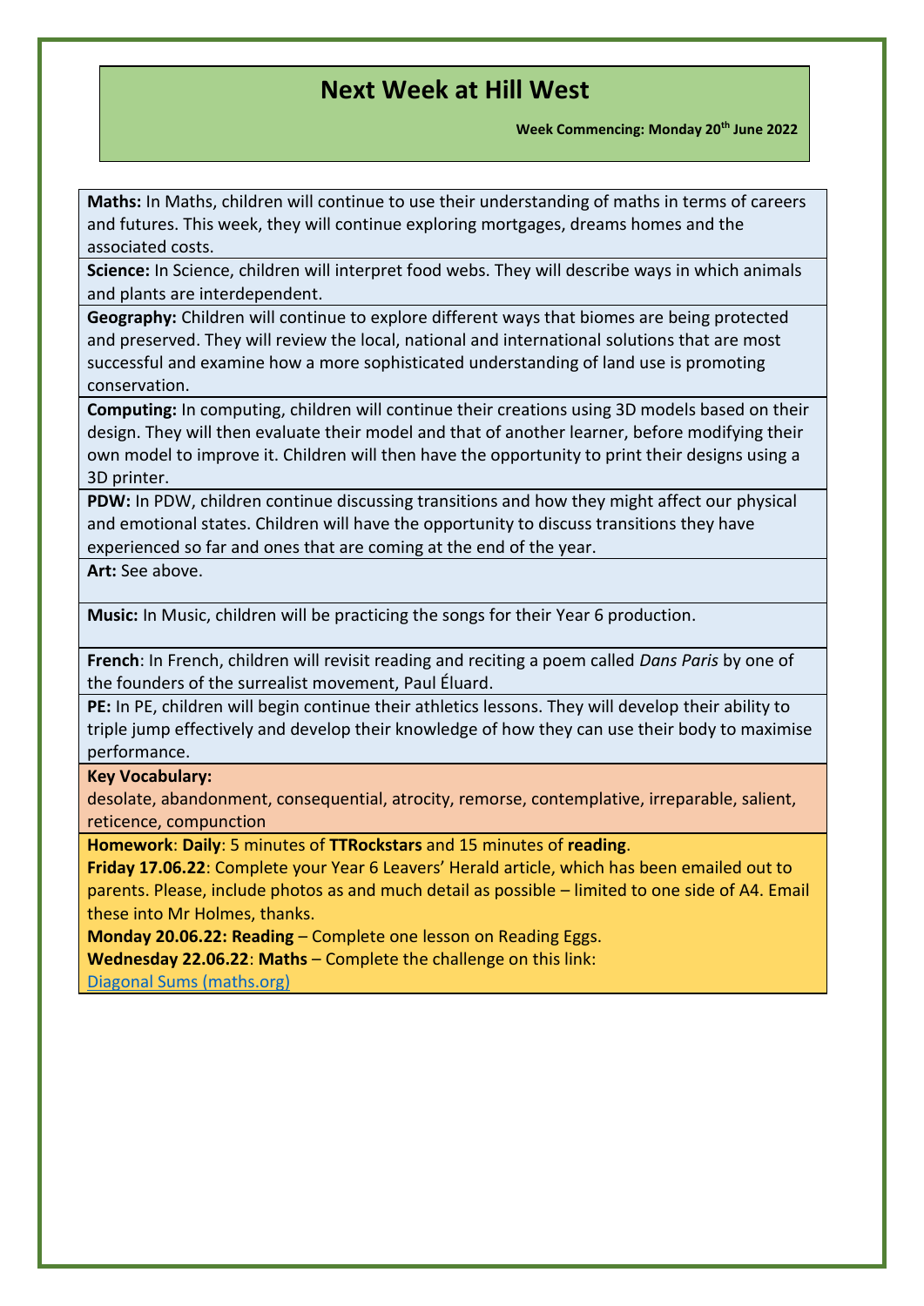# Next Week at Hill West

**Week Commencing: Monday 20th June 2022**

**Maths:** In Maths, children will continue to use their understanding of maths in terms of careers and futures. This week, they will continue exploring mortgages, dreams homes and the associated costs.

**Science:** In Science, children will interpret food webs. They will describe ways in which animals and plants are interdependent.

**Geography:** Children will continue to explore different ways that biomes are being protected and preserved. They will review the local, national and international solutions that are most successful and examine how a more sophisticated understanding of land use is promoting conservation.

**Computing:** In computing, children will continue their creations using 3D models based on their design. They will then evaluate their model and that of another learner, before modifying their own model to improve it. Children will then have the opportunity to print their designs using a 3D printer.

**PDW:** In PDW, children continue discussing transitions and how they might affect our physical and emotional states. Children will have the opportunity to discuss transitions they have experienced so far and ones that are coming at the end of the year.

**Art:** See above.

**Music:** In Music, children will be practicing the songs for their Year 6 production.

**French**: In French, children will revisit reading and reciting a poem called *Dans Paris* by one of the founders of the surrealist movement, Paul Éluard.

**PE:** In PE, children will begin continue their athletics lessons. They will develop their ability to triple jump effectively and develop their knowledge of how they can use their body to maximise performance.

**Key Vocabulary:**
desolate, abandonment, consequential, atrocity, remorse, contemplative, irreparable, salient, reticence, compunction

**Homework**: **Daily**: 5 minutes of **TTRockstars** and 15 minutes of **reading**.
**Friday 17.06.22**: Complete your Year 6 Leavers' Herald article, which has been emailed out to parents. Please, include photos as and much detail as possible – limited to one side of A4. Email these into Mr Holmes, thanks.
**Monday 20.06.22: Reading** – Complete one lesson on Reading Eggs.
**Wednesday 22.06.22**: **Maths** – Complete the challenge on this link:
Diagonal Sums (maths.org)